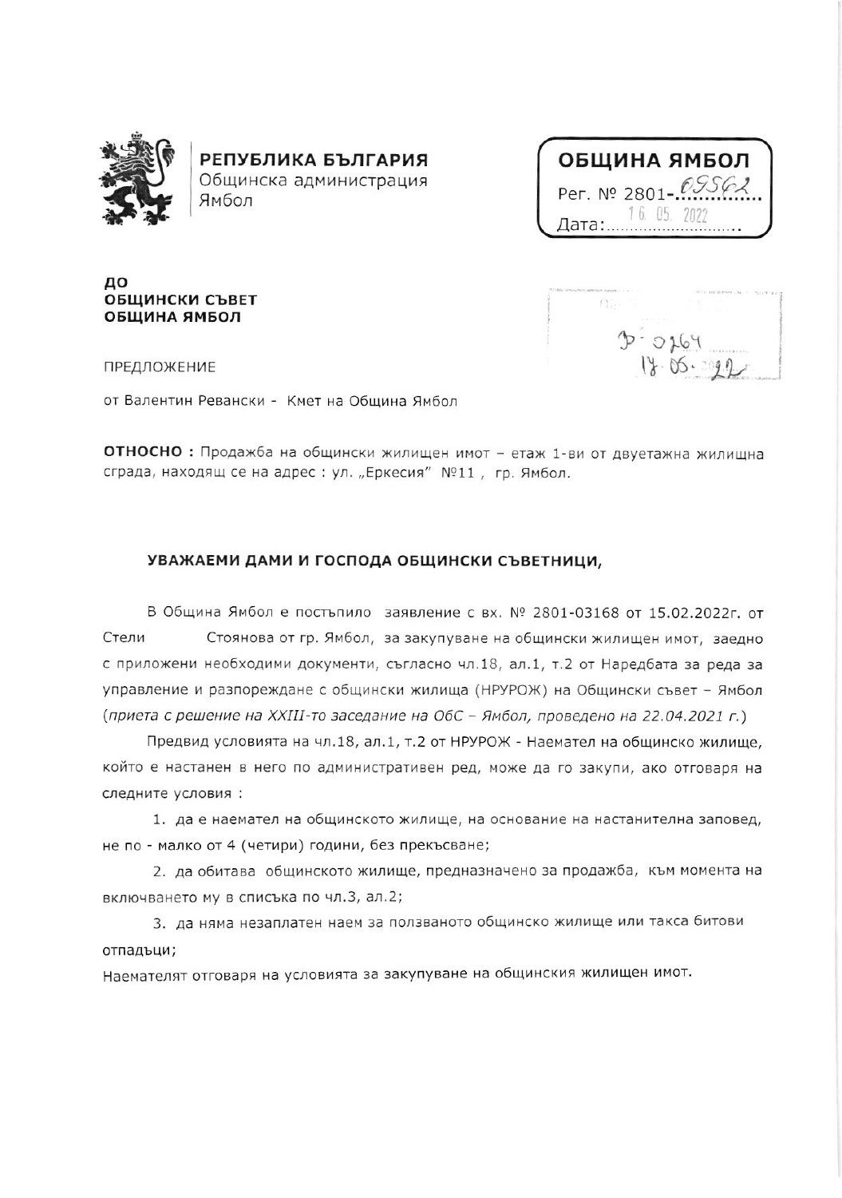**РЕПУБЛИКА БЪЛГАРИЯ**
Общинска администрация
Ямбол

**ОБЩИНА ЯМБОЛ**
Рег. № 2801-09562
Дата: 16. 05. 2022

**ДО**
**ОБЩИНСКИ СЪВЕТ**
**ОБЩИНА ЯМБОЛ**

Д-0264
17-05-2022

ПРЕДЛОЖЕНИЕ

от Валентин Ревански - Кмет на Община Ямбол

**ОТНОСНО :** Продажба на общински жилищен имот – етаж 1-ви от двуетажна жилищна сграда, находящ се на адрес : ул. „Еркесия" №11 , гр. Ямбол.

## УВАЖАЕМИ ДАМИ И ГОСПОДА ОБЩИНСКИ СЪВЕТНИЦИ,

В Община Ямбол е постъпило заявление с вх. № 2801-03168 от 15.02.2022г. от Стели Стоянова от гр. Ямбол, за закупуване на общински жилищен имот, заедно с приложени необходими документи, съгласно чл.18, ал.1, т.2 от Наредбата за реда за управление и разпореждане с общински жилища (НРУРОЖ) на Общински съвет – Ямбол (*приета с решение на XXIII-то заседание на ОбС – Ямбол, проведено на 22.04.2021 г.*)

Предвид условията на чл.18, ал.1, т.2 от НРУРОЖ - Наемател на общинско жилище, който е настанен в него по административен ред, може да го закупи, ако отговаря на следните условия :

1. да е наемател на общинското жилище, на основание на настанителна заповед, не по - малко от 4 (четири) години, без прекъсване;
2. да обитава общинското жилище, предназначено за продажба, към момента на включването му в списъка по чл.3, ал.2;
3. да няма незаплатен наем за ползваното общинско жилище или такса битови отпадъци;

Наемателят отговаря на условията за закупуване на общинския жилищен имот.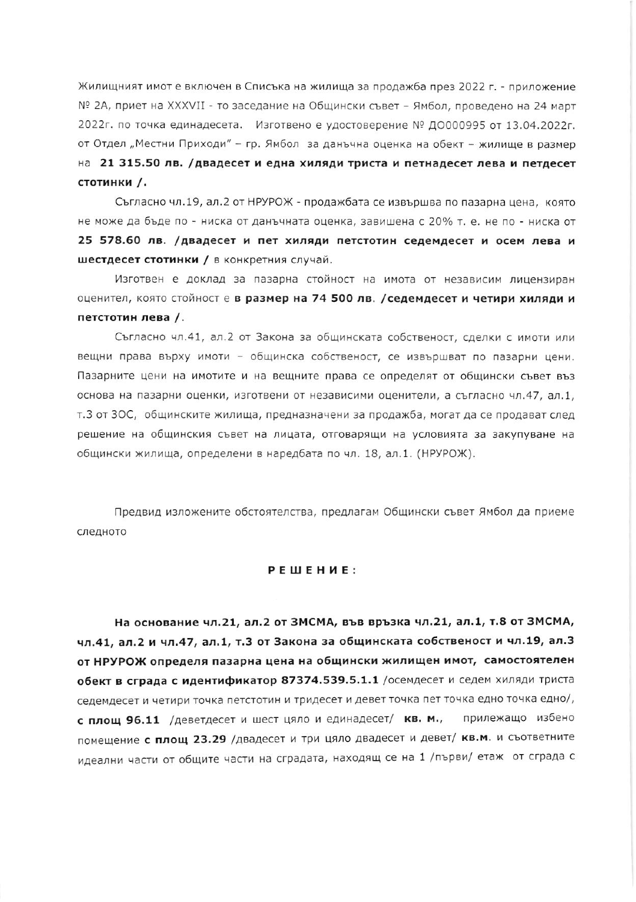Жилищният имот е включен в Списъка на жилища за продажба през 2022 г. - приложение № 2А, приет на XXXVII - то заседание на Общински съвет – Ямбол, проведено на 24 март 2022г. по точка единадесета. Изготвено е удостоверение № ДО000995 от 13.04.2022г. от Отдел „Местни Приходи" – гр. Ямбол за данъчна оценка на обект – жилище в размер на **21 315.50 лв. /двадесет и една хиляди триста и петнадесет лева и петдесет стотинки /.**

Съгласно чл.19, ал.2 от НРУРОЖ - продажбата се извършва по пазарна цена, която не може да бъде по - ниска от данъчната оценка, завишена с 20% т. е. не по - ниска от **25 578.60 лв. /двадесет и пет хиляди петстотин седемдесет и осем лева и шестдесет стотинки /** в конкретния случай.

Изготвен е доклад за пазарна стойност на имота от независим лицензиран оценител, която стойност е **в размер на 74 500 лв. /седемдесет и четири хиляди и петстотин лева /**.

Съгласно чл.41, ал.2 от Закона за общинската собственост, сделки с имоти или вещни права върху имоти – общинска собственост, се извършват по пазарни цени. Пазарните цени на имотите и на вещните права се определят от общински съвет въз основа на пазарни оценки, изготвени от независими оценители, а съгласно чл.47, ал.1, т.3 от ЗОС, общинските жилища, предназначени за продажба, могат да се продават след решение на общинския съвет на лицата, отговарящи на условията за закупуване на общински жилища, определени в наредбата по чл. 18, ал.1. (НРУРОЖ).

Предвид изложените обстоятелства, предлагам Общински съвет Ямбол да приеме следното

**Р Е Ш Е Н И Е :**

**На основание чл.21, ал.2 от ЗМСМА, във връзка чл.21, ал.1, т.8 от ЗМСМА, чл.41, ал.2 и чл.47, ал.1, т.3 от Закона за общинската собственост и чл.19, ал.3 от НРУРОЖ определя пазарна цена на общински жилищен имот, самостоятелен обект в сграда с идентификатор 87374.539.5.1.1** /осемдесет и седем хиляди триста седемдесет и четири точка петстотин и тридесет и девет точка пет точка едно точка едно/, **с площ 96.11** /деветдесет и шест цяло и единадесет/ **кв. м.**, прилежащо избено помещение **с площ 23.29** /двадесет и три цяло двадесет и девет/ **кв.м.** и съответните идеални части от общите части на сградата, находящ се на 1 /първи/ етаж от сграда с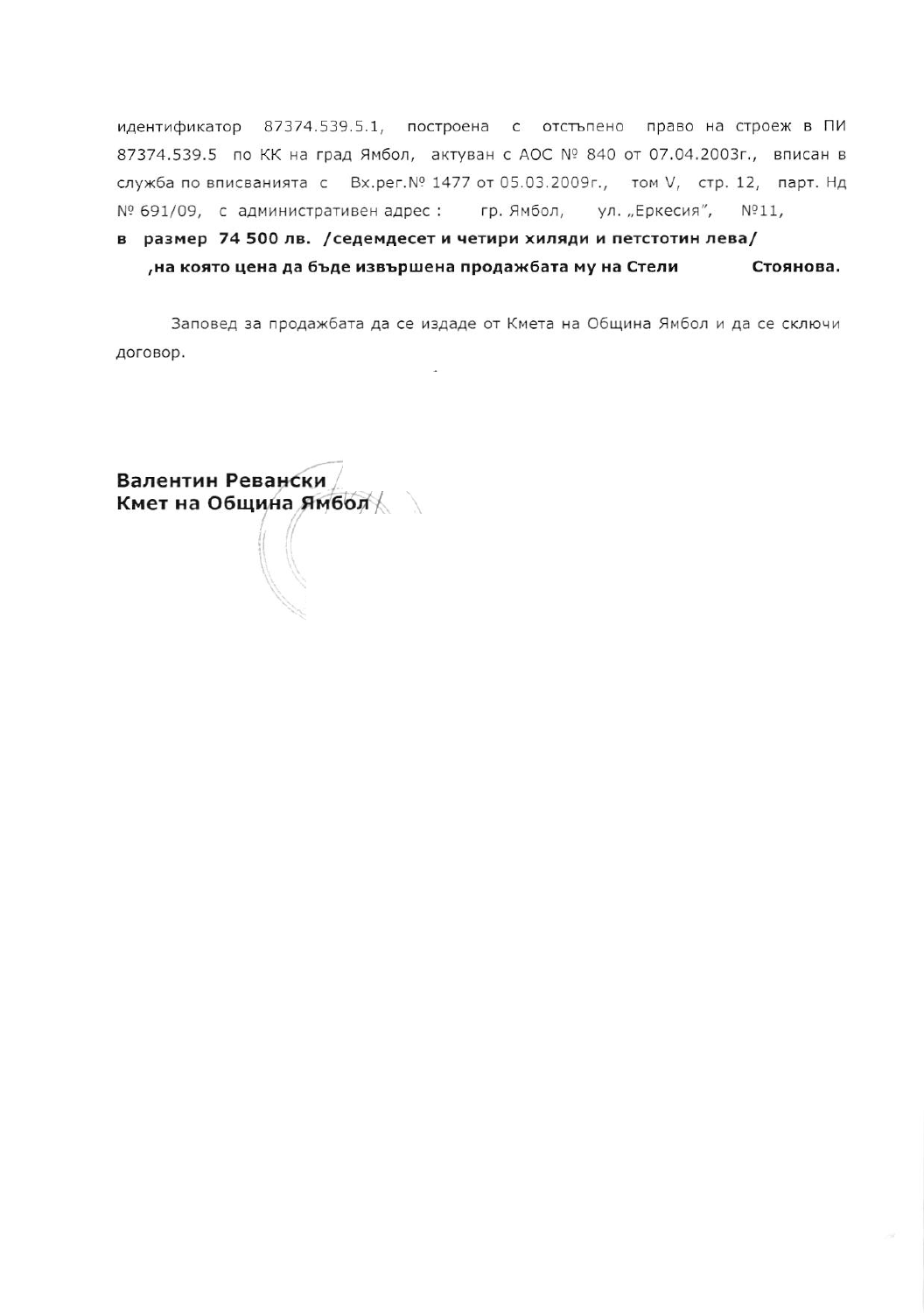идентификатор 87374.539.5.1, построена с отстъпено право на строеж в ПИ 87374.539.5 по КК на град Ямбол, актуван с АОС № 840 от 07.04.2003г., вписан в служба по вписванията с Вх.рег.№ 1477 от 05.03.2009г., том V, стр. 12, парт. Нд № 691/09, с административен адрес : гр. Ямбол, ул. „Еркесия", №11,

**в размер 74 500 лв. /седемдесет и четири хиляди и петстотин лева/ ,на която цена да бъде извършена продажбата му на Стели Стоянова.**

Заповед за продажбата да се издаде от Кмета на Община Ямбол и да се сключи договор.

**Валентин Ревански**
**Кмет на Община Ямбол**